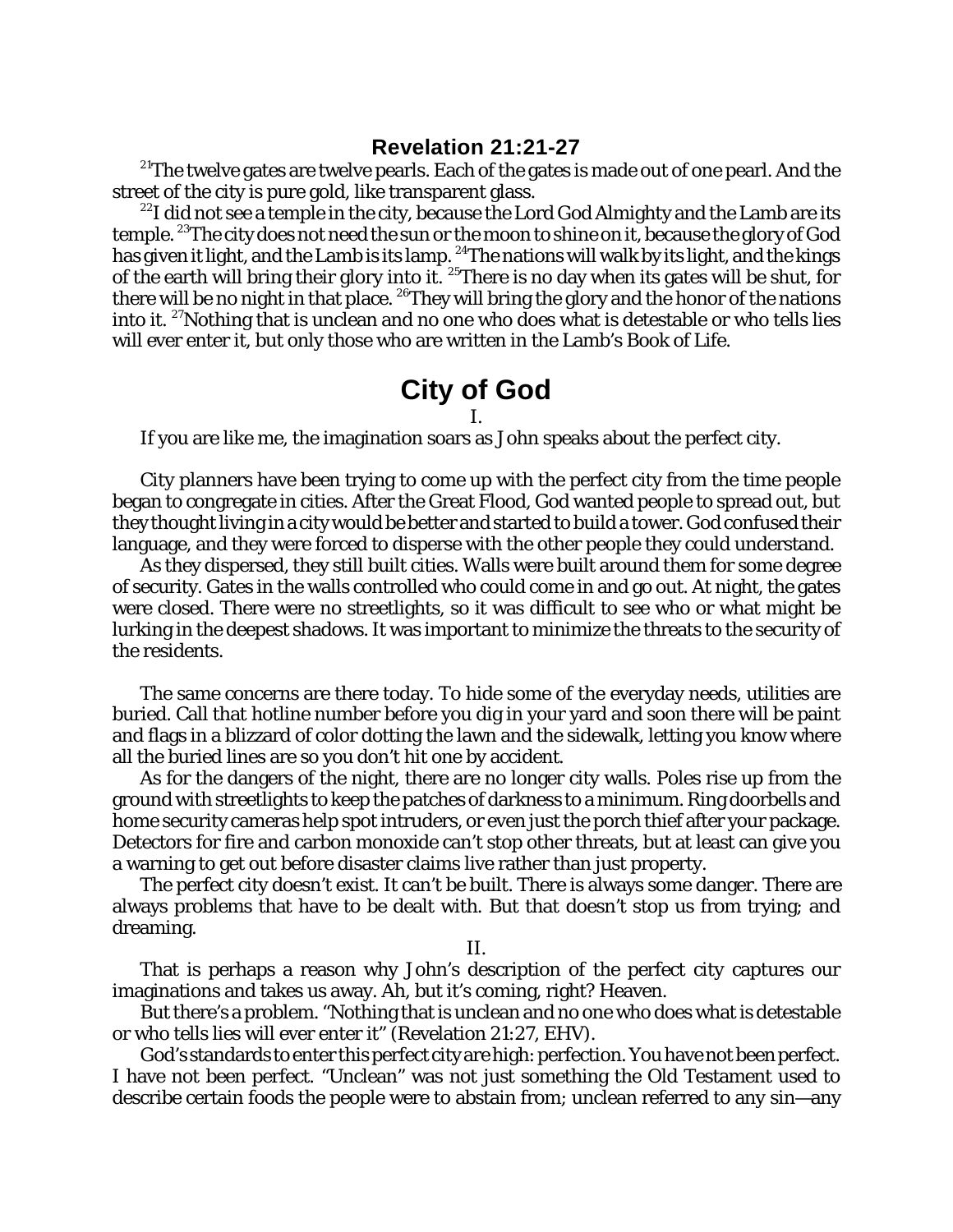## Revelation 21:21-27

[21]The twelve gates are twelve pearls. Each of the gates is made out of one pearl. And the street of the city is pure gold, like transparent glass.

[22]I did not see a temple in the city, because the Lord God Almighty and the Lamb are its temple. [23]The city does not need the sun or the moon to shine on it, because the glory of God has given it light, and the Lamb is its lamp. [24]The nations will walk by its light, and the kings of the earth will bring their glory into it. [25]There is no day when its gates will be shut, for there will be no night in that place. [26]They will bring the glory and the honor of the nations into it. [27]Nothing that is unclean and no one who does what is detestable or who tells lies will ever enter it, but only those who are written in the Lamb's Book of Life.

# City of God

I.

If you are like me, the imagination soars as John speaks about the perfect city.

City planners have been trying to come up with the perfect city from the time people began to congregate in cities. After the Great Flood, God wanted people to spread out, but they thought living in a city would be better and started to build a tower. God confused their language, and they were forced to disperse with the other people they could understand.

As they dispersed, they still built cities. Walls were built around them for some degree of security. Gates in the walls controlled who could come in and go out. At night, the gates were closed. There were no streetlights, so it was difficult to see who or what might be lurking in the deepest shadows. It was important to minimize the threats to the security of the residents.

The same concerns are there today. To hide some of the everyday needs, utilities are buried. Call that hotline number before you dig in your yard and soon there will be paint and flags in a blizzard of color dotting the lawn and the sidewalk, letting you know where all the buried lines are so you don't hit one by accident.

As for the dangers of the night, there are no longer city walls. Poles rise up from the ground with streetlights to keep the patches of darkness to a minimum. Ring doorbells and home security cameras help spot intruders, or even just the porch thief after your package. Detectors for fire and carbon monoxide can't stop other threats, but at least can give you a warning to get out before disaster claims live rather than just property.

The perfect city doesn't exist. It can't be built. There is always some danger. There are always problems that have to be dealt with. But that doesn't stop us from trying; and dreaming.

II.

That is perhaps a reason why John's description of the perfect city captures our imaginations and takes us away. Ah, but it's coming, right? Heaven.

But there's a problem. "Nothing that is unclean and no one who does what is detestable or who tells lies will ever enter it" (Revelation 21:27, EHV).

God's standards to enter this perfect city are high: perfection. You have not been perfect. I have not been perfect. "Unclean" was not just something the Old Testament used to describe certain foods the people were to abstain from; unclean referred to any sin—any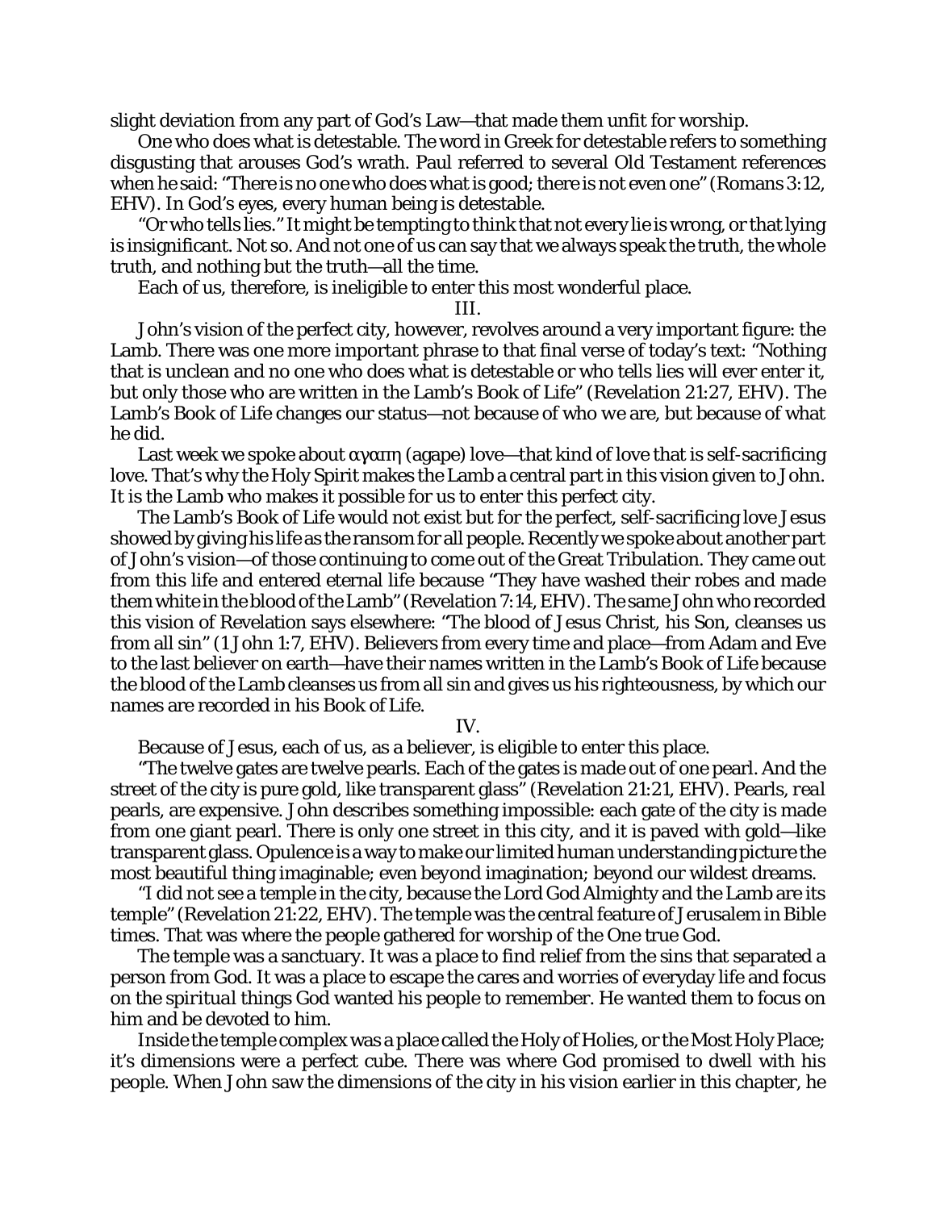slight deviation from any part of God's Law—that made them unfit for worship.

One who does what is detestable. The word in Greek for detestable refers to something disgusting that arouses God's wrath. Paul referred to several Old Testament references when he said: "There is no one who does what is good; there is not even one" (Romans 3:12, EHV). In God's eyes, every human being is detestable.

"Or who tells lies." It might be tempting to think that not every lie is wrong, or that lying is insignificant. Not so. And not one of us can say that we always speak the truth, the whole truth, and nothing but the truth—all the time.

Each of us, therefore, is ineligible to enter this most wonderful place.

III.

John's vision of the perfect city, however, revolves around a very important figure: the Lamb. There was one more important phrase to that final verse of today's text: "Nothing that is unclean and no one who does what is detestable or who tells lies will ever enter it, but only those who are written in the Lamb's Book of Life" (Revelation 21:27, EHV). The Lamb's Book of Life changes our status—not because of who *we* are, but because of what *he* did.

Last week we spoke about αγαπη (agape) love—that kind of love that is self-sacrificing love. That's why the Holy Spirit makes the Lamb a central part in this vision given to John. It is the Lamb who makes it possible for us to enter this perfect city.

The Lamb's Book of Life would not exist but for the perfect, self-sacrificing love Jesus showed by giving his life as the ransom for all people. Recently we spoke about another part of John's vision—of those continuing to come out of the Great Tribulation. They came out from this life and entered eternal life because "They have washed their robes and made them white in the blood of the Lamb" (Revelation 7:14, EHV). The same John who recorded this vision of Revelation says elsewhere: "The blood of Jesus Christ, his Son, cleanses us from all sin" (1 John 1:7, EHV). Believers from every time and place—from Adam and Eve to the last believer on earth—have their names written in the Lamb's Book of Life because the blood of the Lamb cleanses us from all sin and gives us his righteousness, by which our names are recorded in his Book of Life.

IV.

Because of Jesus, each of us, as a believer, is eligible to enter this place.

"The twelve gates are twelve pearls. Each of the gates is made out of one pearl. And the street of the city is pure gold, like transparent glass" (Revelation 21:21, EHV). Pearls, *real* pearls, are expensive. John describes something impossible: each gate of the city is made from one giant pearl. There is only one street in this city, and it is paved with gold—like transparent glass. Opulence is a way to make our limited human understanding picture the most beautiful thing imaginable; even beyond imagination; beyond our wildest dreams.

"I did not see a temple in the city, because the Lord God Almighty and the Lamb are its temple" (Revelation 21:22, EHV). The temple was the central feature of Jerusalem in Bible times. That was where the people gathered for worship of the One true God.

The temple was a sanctuary. It was a place to find relief from the sins that separated a person from God. It was a place to escape the cares and worries of everyday life and focus on the *spiritual* things God wanted his people to remember. He wanted them to focus on him and be devoted to him.

Inside the temple complex was a place called the Holy of Holies, or the Most Holy Place; it's dimensions were a perfect cube. There was where God promised to dwell with his people. When John saw the dimensions of the city in his vision earlier in this chapter, he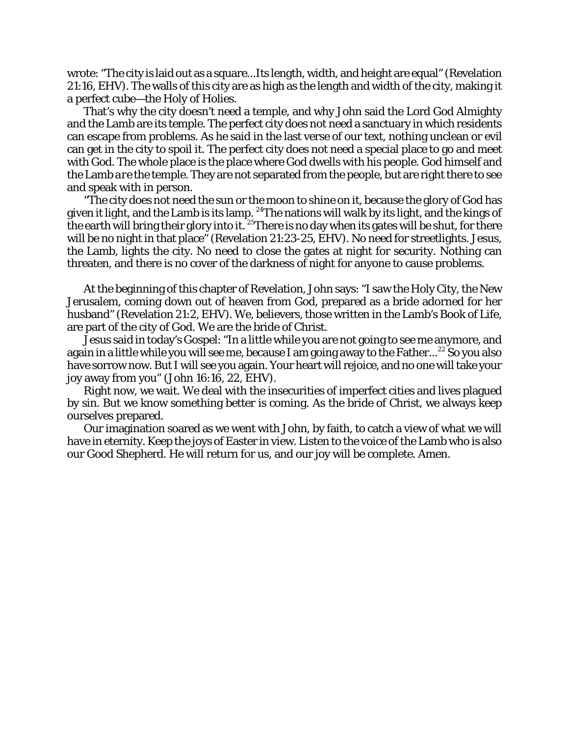wrote: "The city is laid out as a square...Its length, width, and height are equal" (Revelation 21:16, EHV). The walls of this city are as high as the length and width of the city, making it a perfect cube—the Holy of Holies.

That's why the city doesn't need a temple, and why John said the Lord God Almighty and the Lamb are its temple. The perfect city does not need a sanctuary in which residents can escape from problems. As he said in the last verse of our text, nothing unclean or evil can get in the city to spoil it. The perfect city does not need a special place to go and meet with God. The whole place is the place where God dwells with his people. God himself and the Lamb *are* the temple. They are not separated from the people, but are right there to see and speak with in person.

"The city does not need the sun or the moon to shine on it, because the glory of God has given it light, and the Lamb is its lamp. [24]The nations will walk by its light, and the kings of the earth will bring their glory into it. [25]There is no day when its gates will be shut, for there will be no night in that place" (Revelation 21:23-25, EHV). No need for streetlights. Jesus, the Lamb, lights the city. No need to close the gates at night for security. Nothing can threaten, and there is no cover of the darkness of night for anyone to cause problems.

At the beginning of this chapter of Revelation, John says: "I saw the Holy City, the New Jerusalem, coming down out of heaven from God, prepared as a bride adorned for her husband" (Revelation 21:2, EHV). We, believers, those written in the Lamb's Book of Life, are part of the city of God. We are the bride of Christ.

Jesus said in today's Gospel: "In a little while you are not going to see me anymore, and again in a little while you will see me, because I am going away to the Father...[22] So you also have sorrow now. But I will see you again. Your heart will rejoice, and no one will take your joy away from you" (John 16:16, 22, EHV).

Right now, we wait. We deal with the insecurities of imperfect cities and lives plagued by sin. But we know something better is coming. As the bride of Christ, we always keep ourselves prepared.

Our imagination soared as we went with John, by faith, to catch a view of what we will have in eternity. Keep the joys of Easter in view. Listen to the voice of the Lamb who is also our Good Shepherd. He will return for us, and our joy will be complete. Amen.